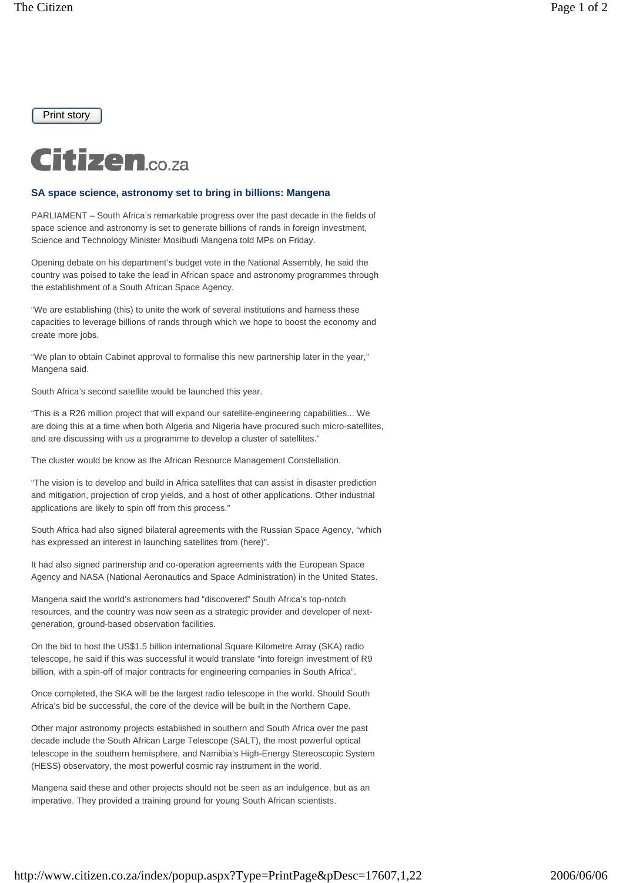# SA space science, astronomy set to bring in billions: Mangena

PARLIAMENT – South Africa's remarkable progress over the past decade in the fields of space science and astronomy is set to generate billions of rands in foreign investment, Science and Technology Minister Mosibudi Mangena told MPs on Friday.

Opening debate on his department's budget vote in the National Assembly, he said the country was poised to take the lead in African space and astronomy programmes through the establishment of a South African Space Agency.

"We are establishing (this) to unite the work of several institutions and harness these capacities to leverage billions of rands through which we hope to boost the economy and create more jobs.

"We plan to obtain Cabinet approval to formalise this new partnership later in the year," Mangena said.

South Africa's second satellite would be launched this year.

"This is a R26 million project that will expand our satellite-engineering capabilities... We are doing this at a time when both Algeria and Nigeria have procured such micro-satellites, and are discussing with us a programme to develop a cluster of satellites."

The cluster would be know as the African Resource Management Constellation.

"The vision is to develop and build in Africa satellites that can assist in disaster prediction and mitigation, projection of crop yields, and a host of other applications. Other industrial applications are likely to spin off from this process."

South Africa had also signed bilateral agreements with the Russian Space Agency, "which has expressed an interest in launching satellites from (here)".

It had also signed partnership and co-operation agreements with the European Space Agency and NASA (National Aeronautics and Space Administration) in the United States.

Mangena said the world's astronomers had "discovered" South Africa's top-notch resources, and the country was now seen as a strategic provider and developer of next-generation, ground-based observation facilities.

On the bid to host the US$1.5 billion international Square Kilometre Array (SKA) radio telescope, he said if this was successful it would translate "into foreign investment of R9 billion, with a spin-off of major contracts for engineering companies in South Africa".

Once completed, the SKA will be the largest radio telescope in the world. Should South Africa's bid be successful, the core of the device will be built in the Northern Cape.

Other major astronomy projects established in southern and South Africa over the past decade include the South African Large Telescope (SALT), the most powerful optical telescope in the southern hemisphere, and Namibia's High-Energy Stereoscopic System (HESS) observatory, the most powerful cosmic ray instrument in the world.

Mangena said these and other projects should not be seen as an indulgence, but as an imperative. They provided a training ground for young South African scientists.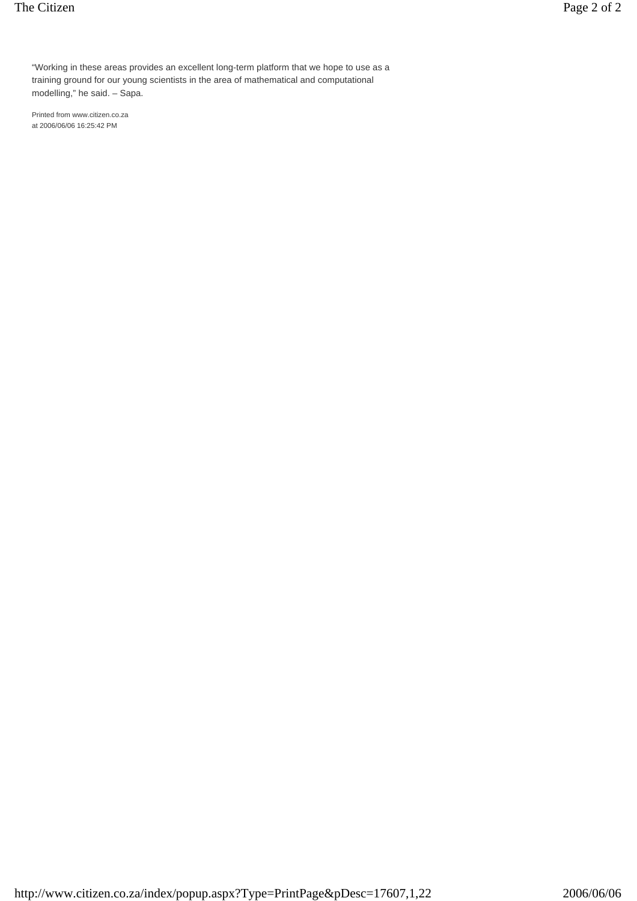"Working in these areas provides an excellent long-term platform that we hope to use as a training ground for our young scientists in the area of mathematical and computational modelling," he said. – Sapa.

Printed from www.citizen.co.za
at 2006/06/06 16:25:42 PM